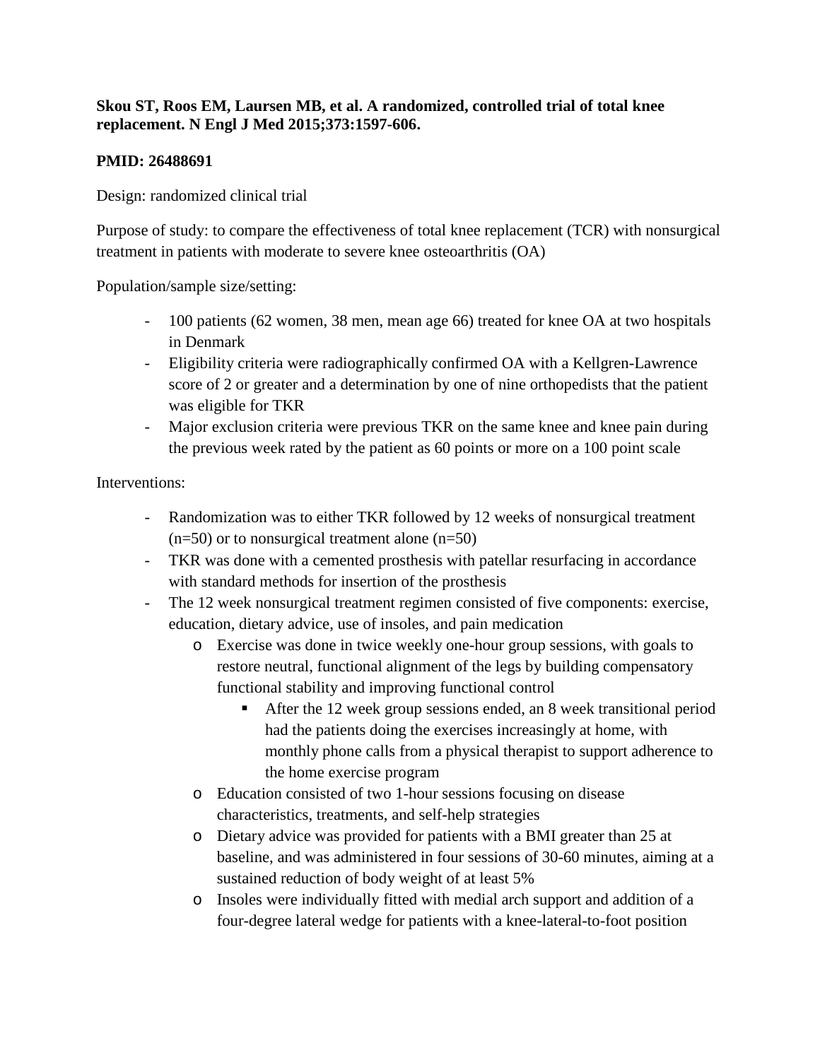**Skou ST, Roos EM, Laursen MB, et al. A randomized, controlled trial of total knee replacement. N Engl J Med 2015;373:1597-606.**

**PMID: 26488691**

Design: randomized clinical trial

Purpose of study: to compare the effectiveness of total knee replacement (TCR) with nonsurgical treatment in patients with moderate to severe knee osteoarthritis (OA)

Population/sample size/setting:

- 100 patients (62 women, 38 men, mean age 66) treated for knee OA at two hospitals in Denmark
- Eligibility criteria were radiographically confirmed OA with a Kellgren-Lawrence score of 2 or greater and a determination by one of nine orthopedists that the patient was eligible for TKR
- Major exclusion criteria were previous TKR on the same knee and knee pain during the previous week rated by the patient as 60 points or more on a 100 point scale

Interventions:

- Randomization was to either TKR followed by 12 weeks of nonsurgical treatment (n=50) or to nonsurgical treatment alone (n=50)
- TKR was done with a cemented prosthesis with patellar resurfacing in accordance with standard methods for insertion of the prosthesis
- The 12 week nonsurgical treatment regimen consisted of five components: exercise, education, dietary advice, use of insoles, and pain medication
    - Exercise was done in twice weekly one-hour group sessions, with goals to restore neutral, functional alignment of the legs by building compensatory functional stability and improving functional control
        - After the 12 week group sessions ended, an 8 week transitional period had the patients doing the exercises increasingly at home, with monthly phone calls from a physical therapist to support adherence to the home exercise program
    - Education consisted of two 1-hour sessions focusing on disease characteristics, treatments, and self-help strategies
    - Dietary advice was provided for patients with a BMI greater than 25 at baseline, and was administered in four sessions of 30-60 minutes, aiming at a sustained reduction of body weight of at least 5%
    - Insoles were individually fitted with medial arch support and addition of a four-degree lateral wedge for patients with a knee-lateral-to-foot position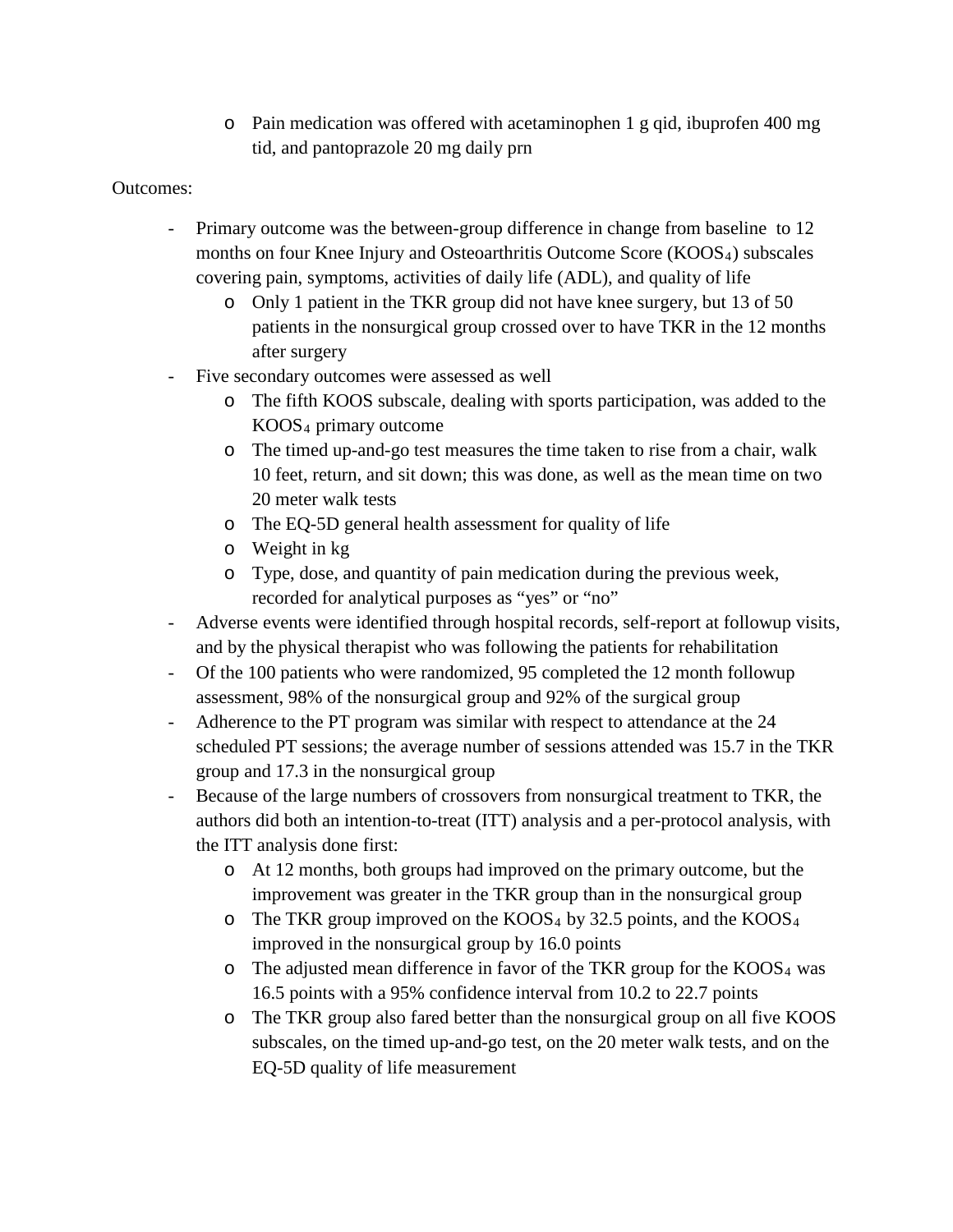- Pain medication was offered with acetaminophen 1 g qid, ibuprofen 400 mg tid, and pantoprazole 20 mg daily prn

Outcomes:

- Primary outcome was the between-group difference in change from baseline to 12 months on four Knee Injury and Osteoarthritis Outcome Score ($KOOS_4$) subscales covering pain, symptoms, activities of daily life (ADL), and quality of life
  - Only 1 patient in the TKR group did not have knee surgery, but 13 of 50 patients in the nonsurgical group crossed over to have TKR in the 12 months after surgery
- Five secondary outcomes were assessed as well
  - The fifth KOOS subscale, dealing with sports participation, was added to the $KOOS_4$ primary outcome
  - The timed up-and-go test measures the time taken to rise from a chair, walk 10 feet, return, and sit down; this was done, as well as the mean time on two 20 meter walk tests
  - The EQ-5D general health assessment for quality of life
  - Weight in kg
  - Type, dose, and quantity of pain medication during the previous week, recorded for analytical purposes as "yes" or "no"
- Adverse events were identified through hospital records, self-report at followup visits, and by the physical therapist who was following the patients for rehabilitation
- Of the 100 patients who were randomized, 95 completed the 12 month followup assessment, 98% of the nonsurgical group and 92% of the surgical group
- Adherence to the PT program was similar with respect to attendance at the 24 scheduled PT sessions; the average number of sessions attended was 15.7 in the TKR group and 17.3 in the nonsurgical group
- Because of the large numbers of crossovers from nonsurgical treatment to TKR, the authors did both an intention-to-treat (ITT) analysis and a per-protocol analysis, with the ITT analysis done first:
  - At 12 months, both groups had improved on the primary outcome, but the improvement was greater in the TKR group than in the nonsurgical group
  - The TKR group improved on the $KOOS_4$ by 32.5 points, and the $KOOS_4$ improved in the nonsurgical group by 16.0 points
  - The adjusted mean difference in favor of the TKR group for the $KOOS_4$ was 16.5 points with a 95% confidence interval from 10.2 to 22.7 points
  - The TKR group also fared better than the nonsurgical group on all five KOOS subscales, on the timed up-and-go test, on the 20 meter walk tests, and on the EQ-5D quality of life measurement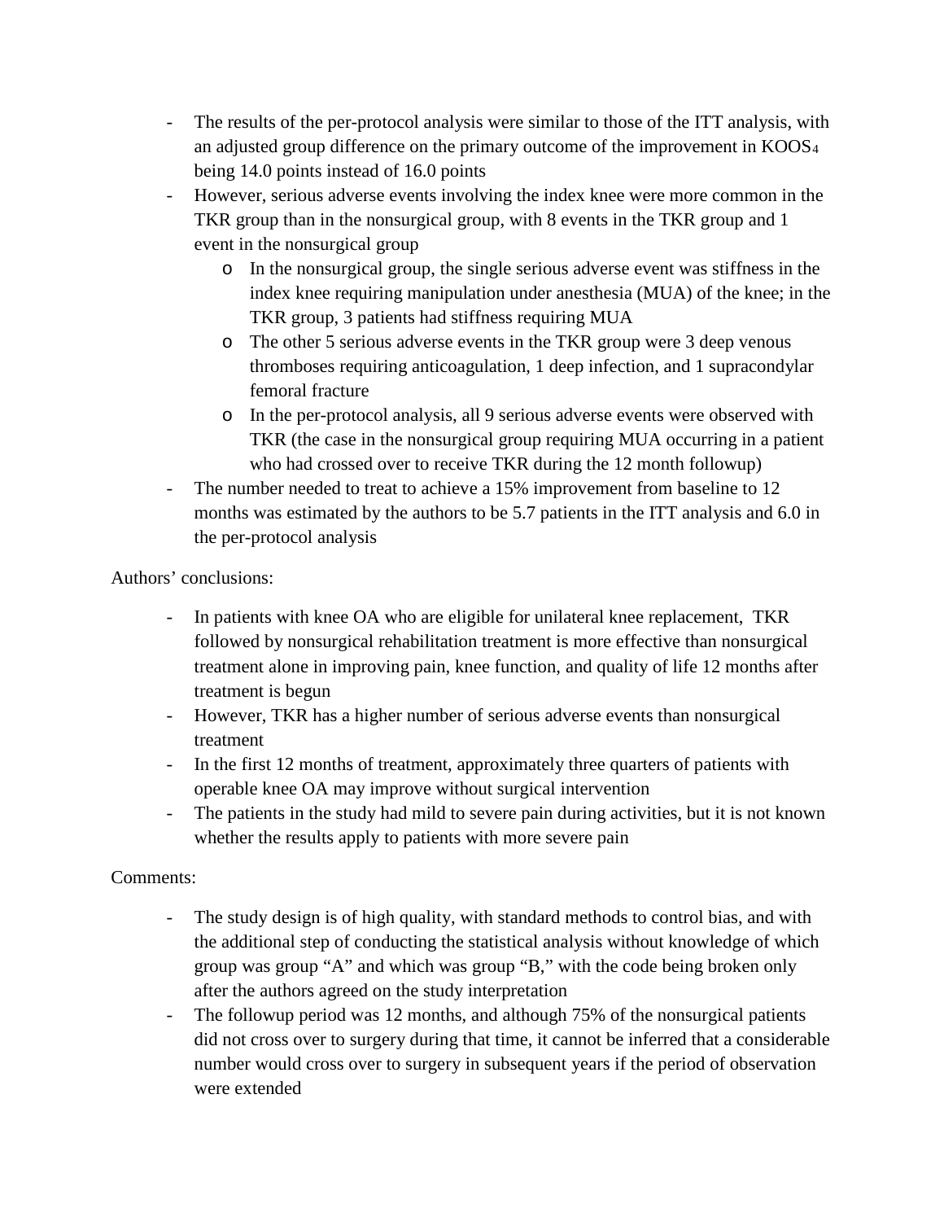- The results of the per-protocol analysis were similar to those of the ITT analysis, with an adjusted group difference on the primary outcome of the improvement in $KOOS_4$ being 14.0 points instead of 16.0 points
- However, serious adverse events involving the index knee were more common in the TKR group than in the nonsurgical group, with 8 events in the TKR group and 1 event in the nonsurgical group
  - In the nonsurgical group, the single serious adverse event was stiffness in the index knee requiring manipulation under anesthesia (MUA) of the knee; in the TKR group, 3 patients had stiffness requiring MUA
  - The other 5 serious adverse events in the TKR group were 3 deep venous thromboses requiring anticoagulation, 1 deep infection, and 1 supracondylar femoral fracture
  - In the per-protocol analysis, all 9 serious adverse events were observed with TKR (the case in the nonsurgical group requiring MUA occurring in a patient who had crossed over to receive TKR during the 12 month followup)
- The number needed to treat to achieve a 15% improvement from baseline to 12 months was estimated by the authors to be 5.7 patients in the ITT analysis and 6.0 in the per-protocol analysis

Authors' conclusions:

- In patients with knee OA who are eligible for unilateral knee replacement, TKR followed by nonsurgical rehabilitation treatment is more effective than nonsurgical treatment alone in improving pain, knee function, and quality of life 12 months after treatment is begun
- However, TKR has a higher number of serious adverse events than nonsurgical treatment
- In the first 12 months of treatment, approximately three quarters of patients with operable knee OA may improve without surgical intervention
- The patients in the study had mild to severe pain during activities, but it is not known whether the results apply to patients with more severe pain

Comments:

- The study design is of high quality, with standard methods to control bias, and with the additional step of conducting the statistical analysis without knowledge of which group was group "A" and which was group "B," with the code being broken only after the authors agreed on the study interpretation
- The followup period was 12 months, and although 75% of the nonsurgical patients did not cross over to surgery during that time, it cannot be inferred that a considerable number would cross over to surgery in subsequent years if the period of observation were extended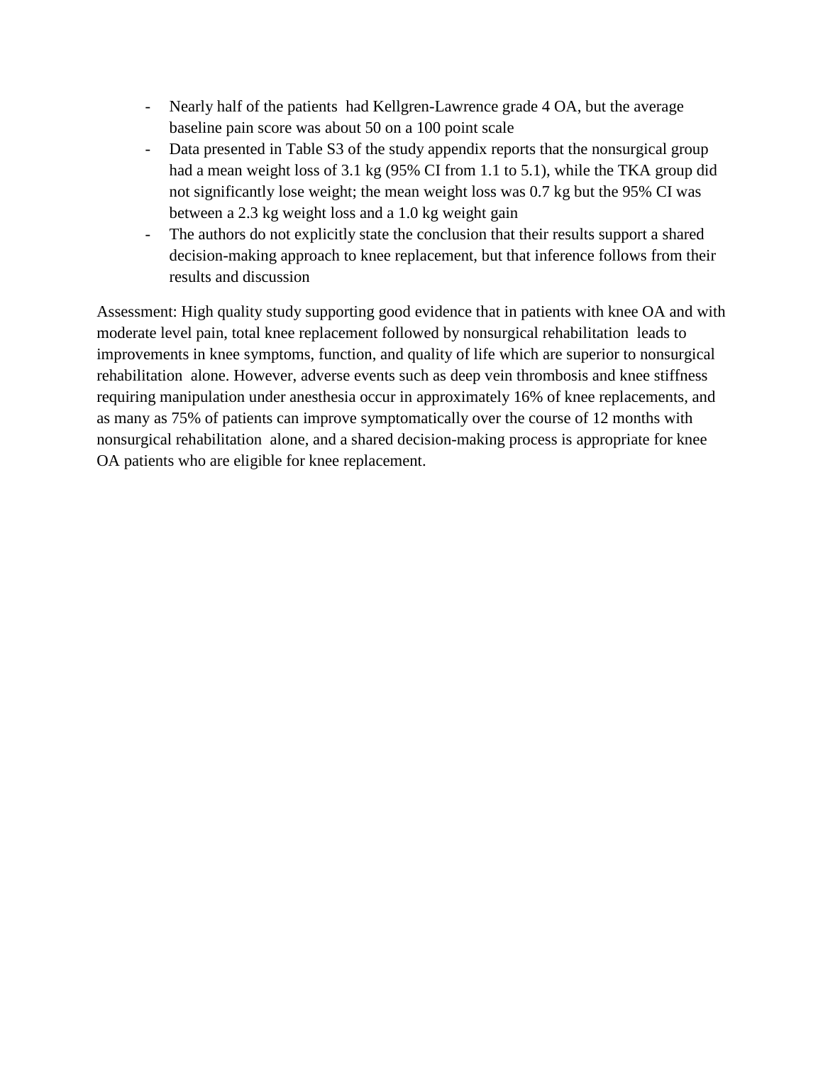- Nearly half of the patients had Kellgren-Lawrence grade 4 OA, but the average baseline pain score was about 50 on a 100 point scale
- Data presented in Table S3 of the study appendix reports that the nonsurgical group had a mean weight loss of 3.1 kg (95% CI from 1.1 to 5.1), while the TKA group did not significantly lose weight; the mean weight loss was 0.7 kg but the 95% CI was between a 2.3 kg weight loss and a 1.0 kg weight gain
- The authors do not explicitly state the conclusion that their results support a shared decision-making approach to knee replacement, but that inference follows from their results and discussion

Assessment: High quality study supporting good evidence that in patients with knee OA and with moderate level pain, total knee replacement followed by nonsurgical rehabilitation leads to improvements in knee symptoms, function, and quality of life which are superior to nonsurgical rehabilitation alone. However, adverse events such as deep vein thrombosis and knee stiffness requiring manipulation under anesthesia occur in approximately 16% of knee replacements, and as many as 75% of patients can improve symptomatically over the course of 12 months with nonsurgical rehabilitation alone, and a shared decision-making process is appropriate for knee OA patients who are eligible for knee replacement.